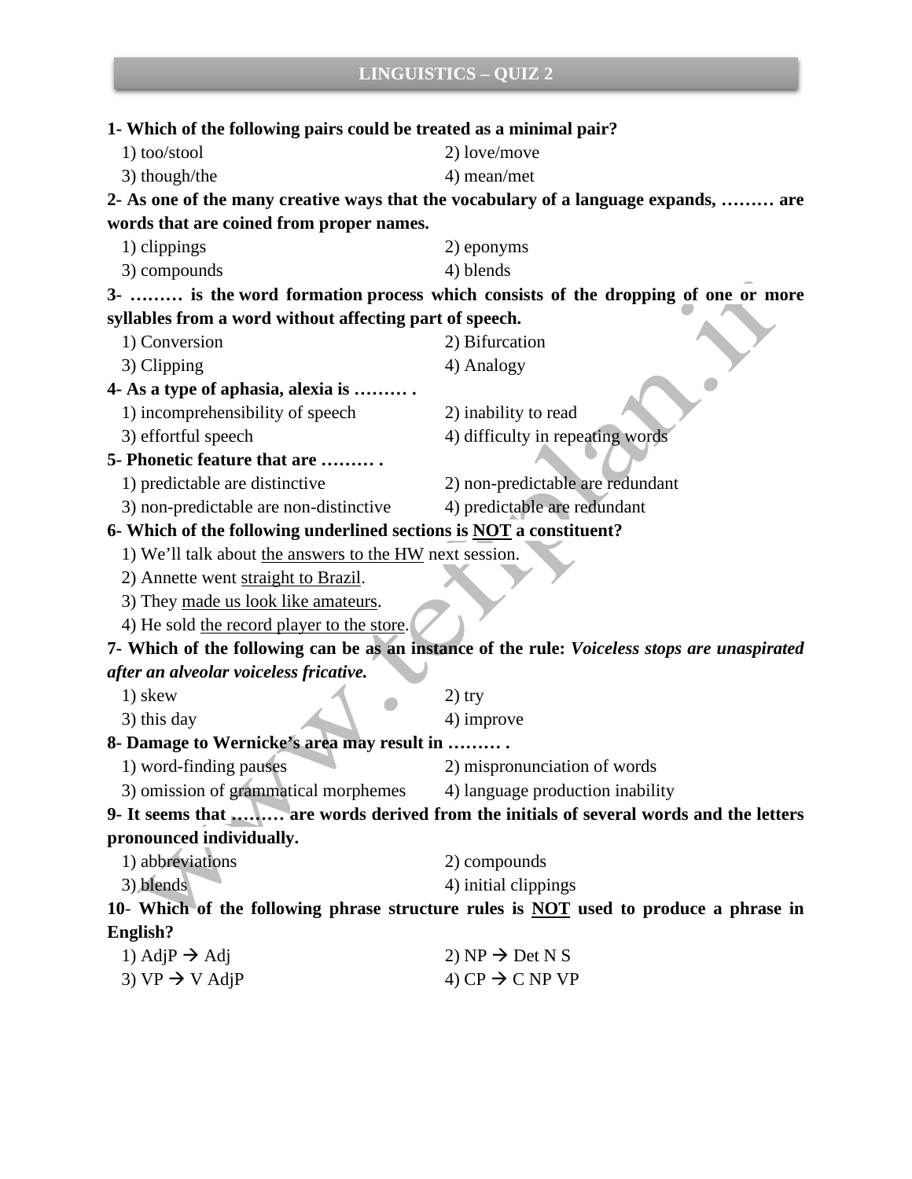# LINGUISTICS – QUIZ 2

**1- Which of the following pairs could be treated as a minimal pair?**

1) too/stool
2) love/move
3) though/the
4) mean/met

**2- As one of the many creative ways that the vocabulary of a language expands, ……… are words that are coined from proper names.**

1) clippings
2) eponyms
3) compounds
4) blends

**3- ……… is the word formation process which consists of the dropping of one or more syllables from a word without affecting part of speech.**

1) Conversion
2) Bifurcation
3) Clipping
4) Analogy

**4- As a type of aphasia, alexia is ……… .**

1) incomprehensibility of speech
2) inability to read
3) effortful speech
4) difficulty in repeating words

**5- Phonetic feature that are ……… .**

1) predictable are distinctive
2) non-predictable are redundant
3) non-predictable are non-distinctive
4) predictable are redundant

**6- Which of the following underlined sections is <u>NOT</u> a constituent?**

1) We'll talk about <u>the answers to the HW</u> next session.
2) Annette went <u>straight to Brazil</u>.
3) They <u>made us look like amateurs</u>.
4) He sold <u>the record player to the store</u>.

**7- Which of the following can be as an instance of the rule: *Voiceless stops are unaspirated after an alveolar voiceless fricative.***

1) skew
2) try
3) this day
4) improve

**8- Damage to Wernicke's area may result in ……… .**

1) word-finding pauses
2) mispronunciation of words
3) omission of grammatical morphemes
4) language production inability

**9- It seems that ……… are words derived from the initials of several words and the letters pronounced individually.**

1) abbreviations
2) compounds
3) blends
4) initial clippings

**10- Which of the following phrase structure rules is <u>NOT</u> used to produce a phrase in English?**

1) AdjP → Adj
2) NP → Det N S
3) VP → V AdjP
4) CP → C NP VP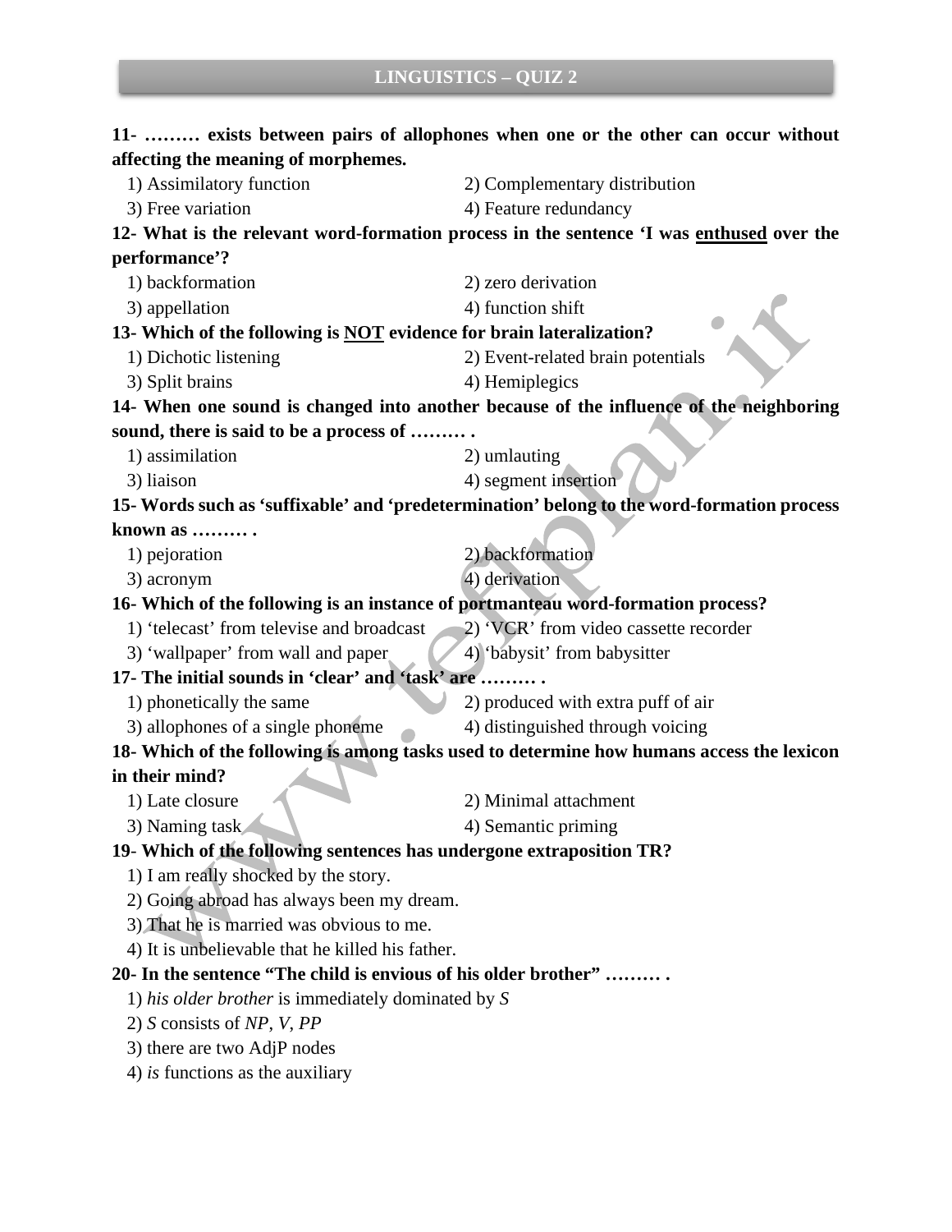**11- ……… exists between pairs of allophones when one or the other can occur without affecting the meaning of morphemes.**

1) Assimilatory function
2) Complementary distribution
3) Free variation
4) Feature redundancy

**12- What is the relevant word-formation process in the sentence 'I was <u>enthused</u> over the performance'?**

1) backformation
2) zero derivation
3) appellation
4) function shift

**13- Which of the following is <u>NOT</u> evidence for brain lateralization?**

1) Dichotic listening
2) Event-related brain potentials
3) Split brains
4) Hemiplegics

**14- When one sound is changed into another because of the influence of the neighboring sound, there is said to be a process of ……… .**

1) assimilation
2) umlauting
3) liaison
4) segment insertion

**15- Words such as 'suffixable' and 'predetermination' belong to the word-formation process known as ……… .**

1) pejoration
2) backformation
3) acronym
4) derivation

**16- Which of the following is an instance of portmanteau word-formation process?**

1) 'telecast' from televise and broadcast
2) 'VCR' from video cassette recorder
3) 'wallpaper' from wall and paper
4) 'babysit' from babysitter

**17- The initial sounds in 'clear' and 'task' are ……… .**

1) phonetically the same
2) produced with extra puff of air
3) allophones of a single phoneme
4) distinguished through voicing

**18- Which of the following is among tasks used to determine how humans access the lexicon in their mind?**

1) Late closure
2) Minimal attachment
3) Naming task
4) Semantic priming

**19- Which of the following sentences has undergone extraposition TR?**

1) I am really shocked by the story.
2) Going abroad has always been my dream.
3) That he is married was obvious to me.
4) It is unbelievable that he killed his father.

**20- In the sentence "The child is envious of his older brother" ……… .**

1) *his older brother* is immediately dominated by *S*
2) *S* consists of *NP*, *V*, *PP*
3) there are two AdjP nodes
4) *is* functions as the auxiliary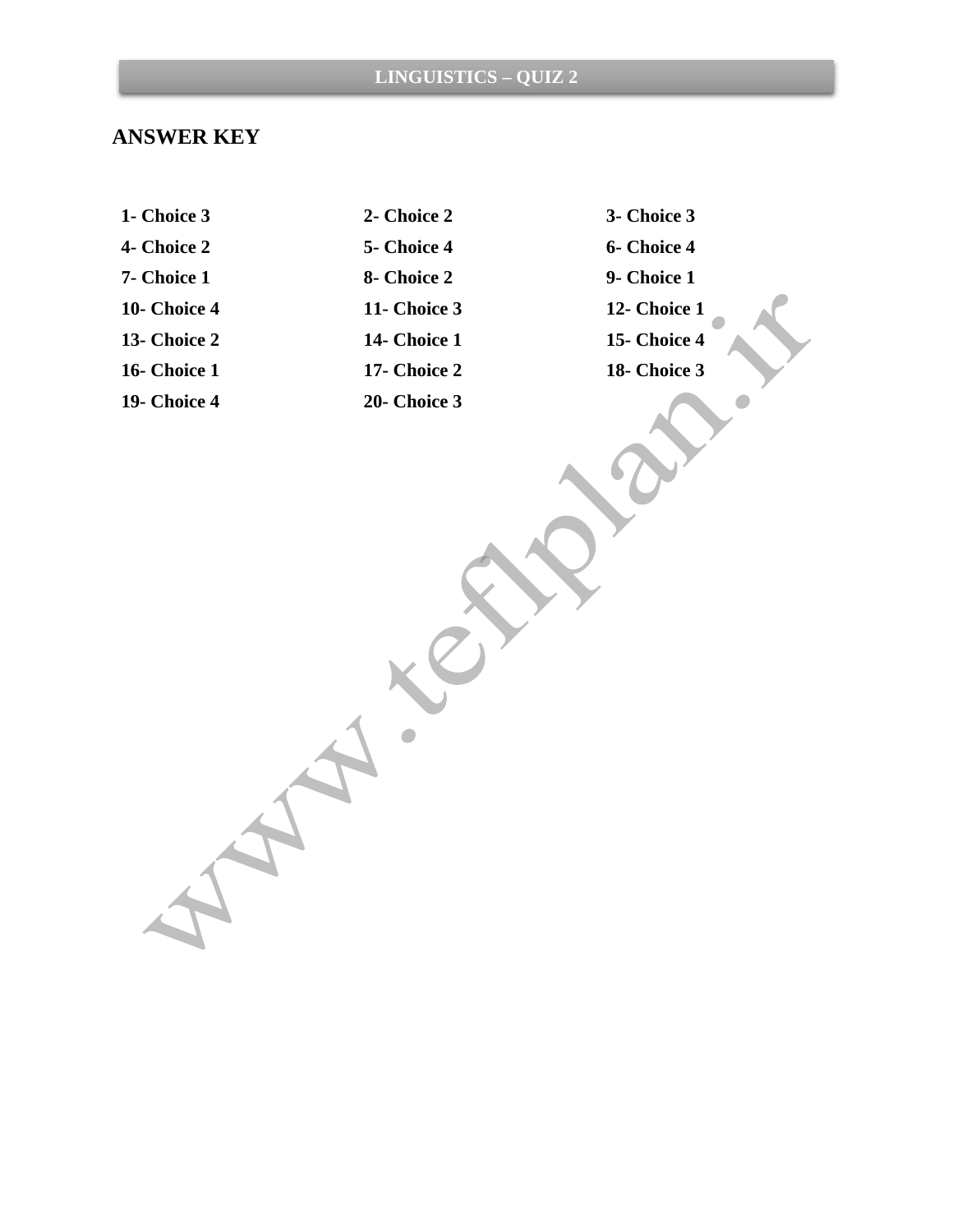LINGUISTICS – QUIZ 2

## ANSWER KEY

| | | |
|---|---|---|
| **1- Choice 3** | **2- Choice 2** | **3- Choice 3** |
| **4- Choice 2** | **5- Choice 4** | **6- Choice 4** |
| **7- Choice 1** | **8- Choice 2** | **9- Choice 1** |
| **10- Choice 4** | **11- Choice 3** | **12- Choice 1** |
| **13- Choice 2** | **14- Choice 1** | **15- Choice 4** |
| **16- Choice 1** | **17- Choice 2** | **18- Choice 3** |
| **19- Choice 4** | **20- Choice 3** | |